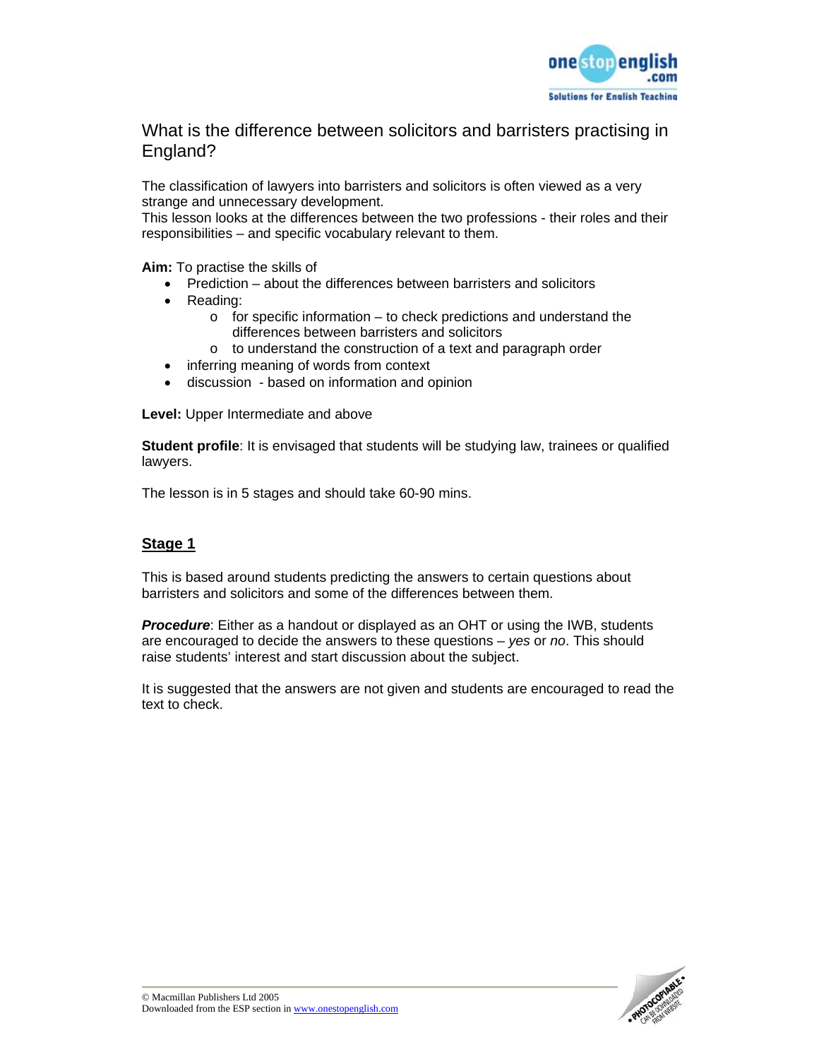# What is the difference between solicitors and barristers practising in England?

The classification of lawyers into barristers and solicitors is often viewed as a very strange and unnecessary development.
This lesson looks at the differences between the two professions - their roles and their responsibilities – and specific vocabulary relevant to them.

**Aim:** To practise the skills of

- Prediction – about the differences between barristers and solicitors
- Reading:
  - for specific information – to check predictions and understand the differences between barristers and solicitors
  - to understand the construction of a text and paragraph order
- inferring meaning of words from context
- discussion - based on information and opinion

**Level:** Upper Intermediate and above

**Student profile**: It is envisaged that students will be studying law, trainees or qualified lawyers.

The lesson is in 5 stages and should take 60-90 mins.

## Stage 1

This is based around students predicting the answers to certain questions about barristers and solicitors and some of the differences between them.

***Procedure***: Either as a handout or displayed as an OHT or using the IWB, students are encouraged to decide the answers to these questions – *yes* or *no*. This should raise students' interest and start discussion about the subject.

It is suggested that the answers are not given and students are encouraged to read the text to check.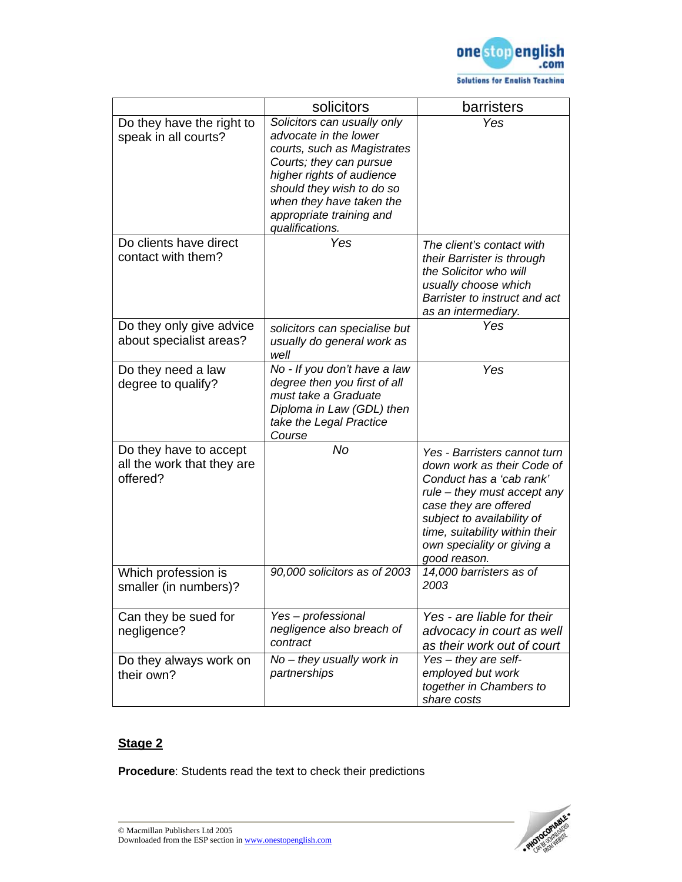| | solicitors | barristers |
|---|---|---|
| Do they have the right to speak in all courts? | *Solicitors can usually only advocate in the lower courts, such as Magistrates Courts; they can pursue higher rights of audience should they wish to do so when they have taken the appropriate training and qualifications.* | *Yes* |
| Do clients have direct contact with them? | *Yes* | *The client's contact with their Barrister is through the Solicitor who will usually choose which Barrister to instruct and act as an intermediary.* |
| Do they only give advice about specialist areas? | *solicitors can specialise but usually do general work as well* | *Yes* |
| Do they need a law degree to qualify? | *No - If you don't have a law degree then you first of all must take a Graduate Diploma in Law (GDL) then take the Legal Practice Course* | *Yes* |
| Do they have to accept all the work that they are offered? | *No* | *Yes - Barristers cannot turn down work as their Code of Conduct has a 'cab rank' rule – they must accept any case they are offered subject to availability of time, suitability within their own speciality or giving a good reason.* |
| Which profession is smaller (in numbers)? | *90,000 solicitors as of 2003* | *14,000 barristers as of 2003* |
| Can they be sued for negligence? | *Yes – professional negligence also breach of contract* | *Yes - are liable for their advocacy in court as well as their work out of court* |
| Do they always work on their own? | *No – they usually work in partnerships* | *Yes – they are self-employed but work together in Chambers to share costs* |

## Stage 2

**Procedure**: Students read the text to check their predictions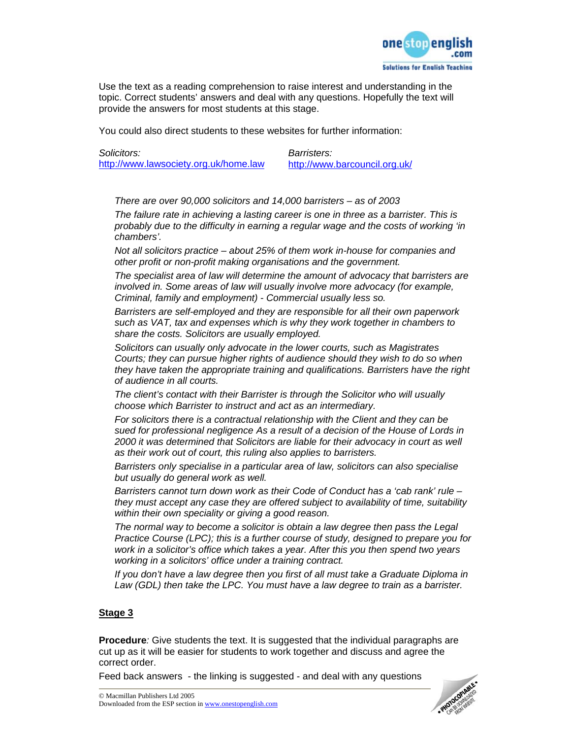Use the text as a reading comprehension to raise interest and understanding in the topic. Correct students' answers and deal with any questions. Hopefully the text will provide the answers for most students at this stage.

You could also direct students to these websites for further information:

*Solicitors:*
http://www.lawsociety.org.uk/home.law

*Barristers:*
http://www.barcouncil.org.uk/

*There are over 90,000 solicitors and 14,000 barristers – as of 2003*

*The failure rate in achieving a lasting career is one in three as a barrister. This is probably due to the difficulty in earning a regular wage and the costs of working 'in chambers'.*

*Not all solicitors practice – about 25% of them work in-house for companies and other profit or non-profit making organisations and the government.*

*The specialist area of law will determine the amount of advocacy that barristers are involved in. Some areas of law will usually involve more advocacy (for example, Criminal, family and employment) - Commercial usually less so.*

*Barristers are self-employed and they are responsible for all their own paperwork such as VAT, tax and expenses which is why they work together in chambers to share the costs. Solicitors are usually employed.*

*Solicitors can usually only advocate in the lower courts, such as Magistrates Courts; they can pursue higher rights of audience should they wish to do so when they have taken the appropriate training and qualifications. Barristers have the right of audience in all courts.*

*The client's contact with their Barrister is through the Solicitor who will usually choose which Barrister to instruct and act as an intermediary.*

*For solicitors there is a contractual relationship with the Client and they can be sued for professional negligence As a result of a decision of the House of Lords in 2000 it was determined that Solicitors are liable for their advocacy in court as well as their work out of court, this ruling also applies to barristers.*

*Barristers only specialise in a particular area of law, solicitors can also specialise but usually do general work as well.*

*Barristers cannot turn down work as their Code of Conduct has a 'cab rank' rule – they must accept any case they are offered subject to availability of time, suitability within their own speciality or giving a good reason.*

*The normal way to become a solicitor is obtain a law degree then pass the Legal Practice Course (LPC); this is a further course of study, designed to prepare you for work in a solicitor's office which takes a year. After this you then spend two years working in a solicitors' office under a training contract.*

*If you don't have a law degree then you first of all must take a Graduate Diploma in Law (GDL) then take the LPC. You must have a law degree to train as a barrister.*

## Stage 3

**Procedure***:* Give students the text. It is suggested that the individual paragraphs are cut up as it will be easier for students to work together and discuss and agree the correct order.

Feed back answers - the linking is suggested - and deal with any questions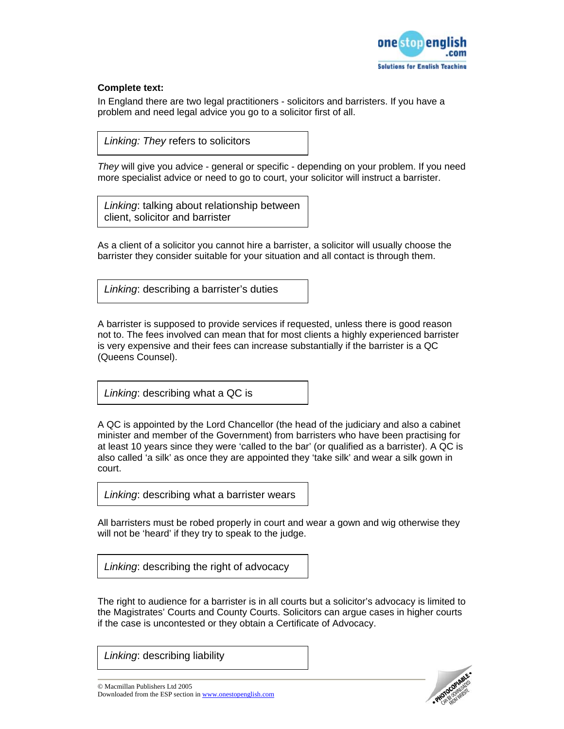**Complete text:**

In England there are two legal practitioners - solicitors and barristers. If you have a problem and need legal advice you go to a solicitor first of all.

| *Linking: They* refers to solicitors |
|---|

*They* will give you advice - general or specific - depending on your problem. If you need more specialist advice or need to go to court, your solicitor will instruct a barrister.

| *Linking*: talking about relationship between client, solicitor and barrister |
|---|

As a client of a solicitor you cannot hire a barrister, a solicitor will usually choose the barrister they consider suitable for your situation and all contact is through them.

| *Linking*: describing a barrister's duties |
|---|

A barrister is supposed to provide services if requested, unless there is good reason not to. The fees involved can mean that for most clients a highly experienced barrister is very expensive and their fees can increase substantially if the barrister is a QC (Queens Counsel).

| *Linking*: describing what a QC is |
|---|

A QC is appointed by the Lord Chancellor (the head of the judiciary and also a cabinet minister and member of the Government) from barristers who have been practising for at least 10 years since they were 'called to the bar' (or qualified as a barrister). A QC is also called 'a silk' as once they are appointed they 'take silk' and wear a silk gown in court.

| *Linking*: describing what a barrister wears |
|---|

All barristers must be robed properly in court and wear a gown and wig otherwise they will not be 'heard' if they try to speak to the judge.

| *Linking*: describing the right of advocacy |
|---|

The right to audience for a barrister is in all courts but a solicitor's advocacy is limited to the Magistrates' Courts and County Courts. Solicitors can argue cases in higher courts if the case is uncontested or they obtain a Certificate of Advocacy.

| *Linking*: describing liability |
|---|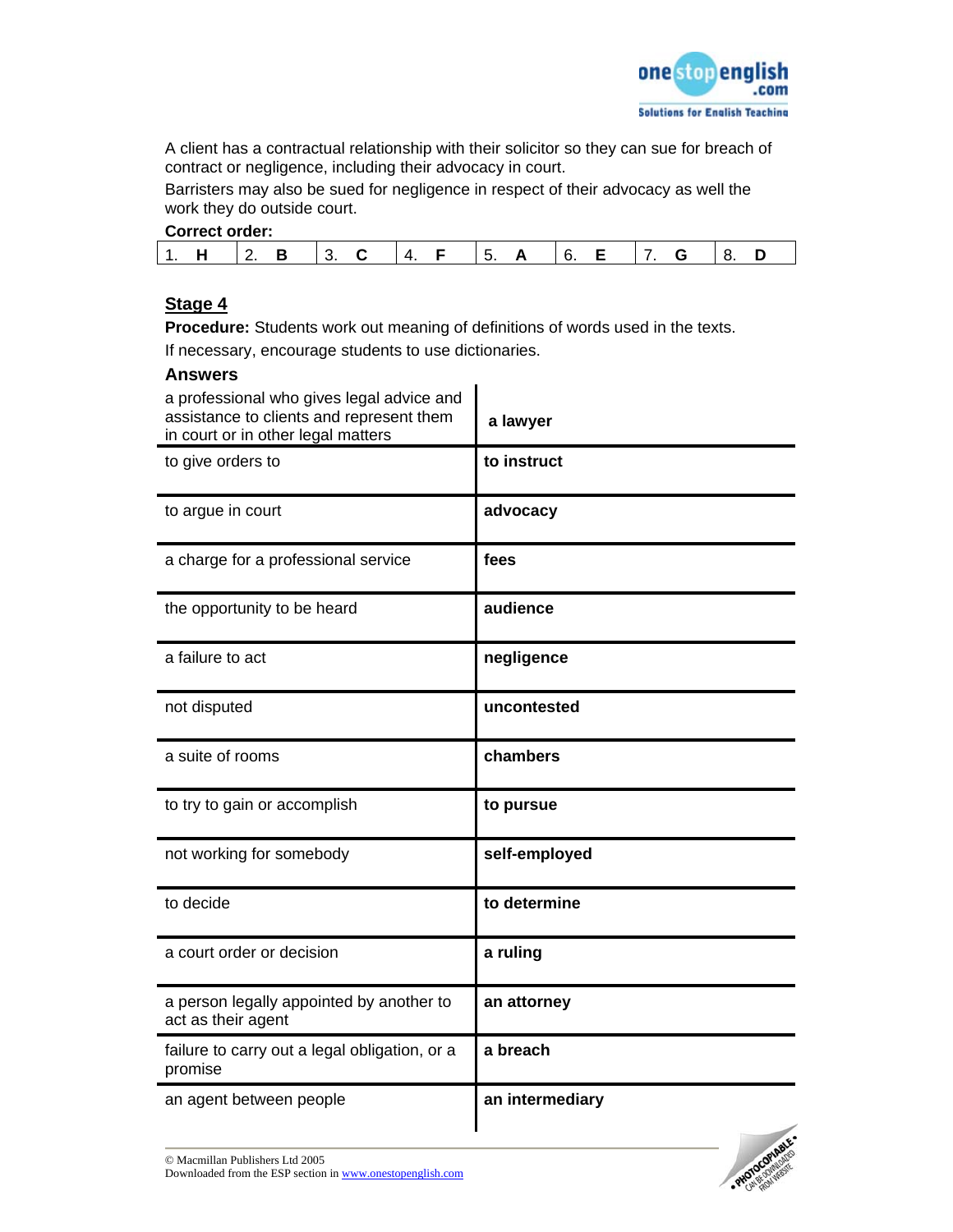A client has a contractual relationship with their solicitor so they can sue for breach of contract or negligence, including their advocacy in court.

Barristers may also be sued for negligence in respect of their advocacy as well the work they do outside court.

**Correct order:**

| 1. **H** | 2. **B** | 3. **C** | 4. **F** | 5. **A** | 6. **E** | 7. **G** | 8. **D** |
|---|---|---|---|---|---|---|---|

## Stage 4

**Procedure:** Students work out meaning of definitions of words used in the texts.

If necessary, encourage students to use dictionaries.

**Answers**

| | |
|---|---|
| a professional who gives legal advice and assistance to clients and represent them in court or in other legal matters | **a lawyer** |
| to give orders to | **to instruct** |
| to argue in court | **advocacy** |
| a charge for a professional service | **fees** |
| the opportunity to be heard | **audience** |
| a failure to act | **negligence** |
| not disputed | **uncontested** |
| a suite of rooms | **chambers** |
| to try to gain or accomplish | **to pursue** |
| not working for somebody | **self-employed** |
| to decide | **to determine** |
| a court order or decision | **a ruling** |
| a person legally appointed by another to act as their agent | **an attorney** |
| failure to carry out a legal obligation, or a promise | **a breach** |
| an agent between people | **an intermediary** |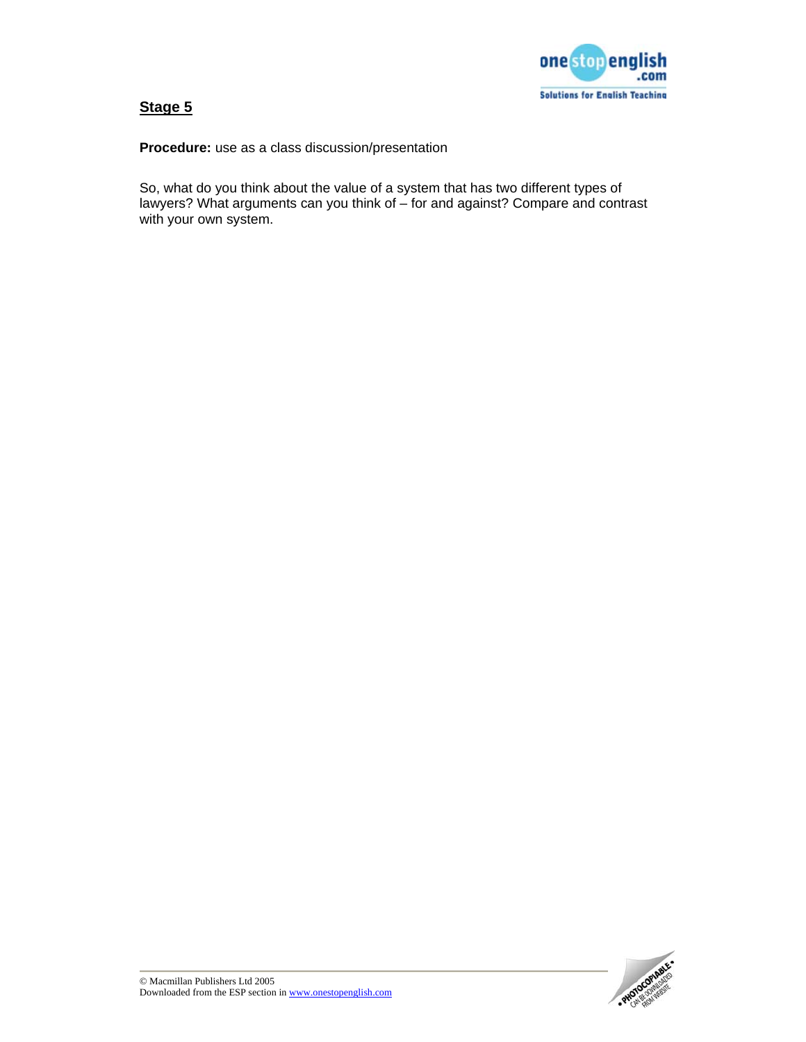## Stage 5

**Procedure:** use as a class discussion/presentation

So, what do you think about the value of a system that has two different types of lawyers? What arguments can you think of – for and against? Compare and contrast with your own system.